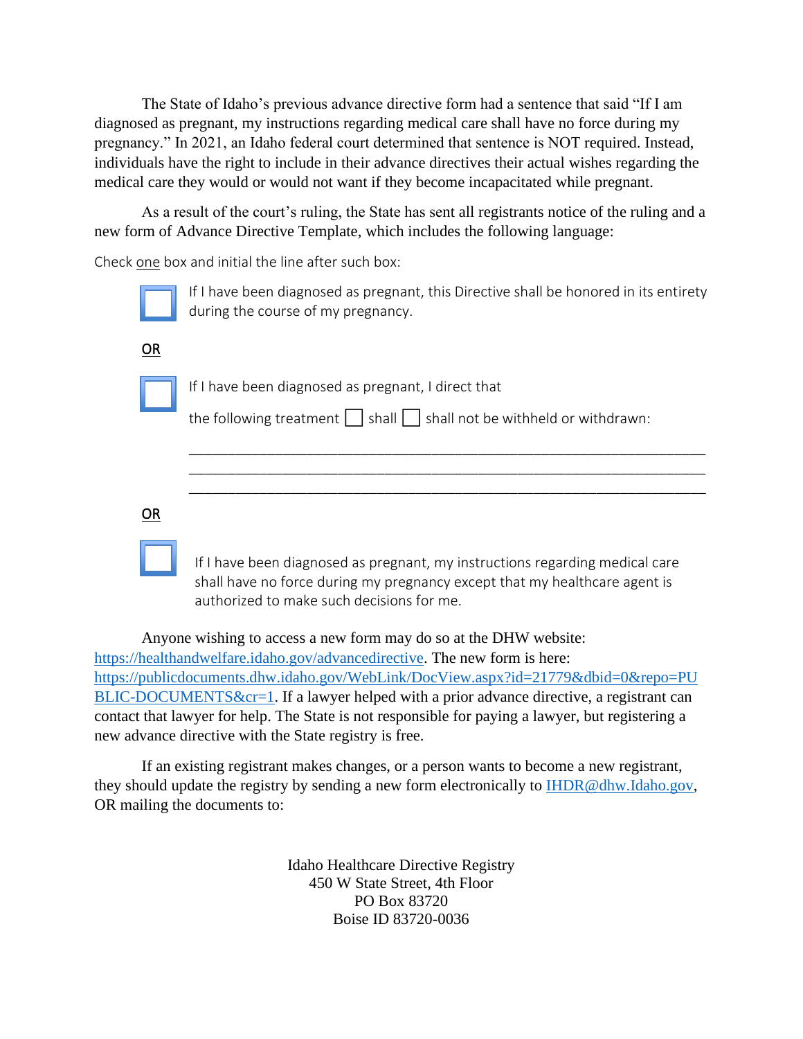The State of Idaho's previous advance directive form had a sentence that said "If I am diagnosed as pregnant, my instructions regarding medical care shall have no force during my pregnancy." In 2021, an Idaho federal court determined that sentence is NOT required. Instead, individuals have the right to include in their advance directives their actual wishes regarding the medical care they would or would not want if they become incapacitated while pregnant.

As a result of the court's ruling, the State has sent all registrants notice of the ruling and a new form of Advance Directive Template, which includes the following language:

Check <u>one</u> box and initial the line after such box:

☐ If I have been diagnosed as pregnant, this Directive shall be honored in its entirety during the course of my pregnancy.

<u>**OR**</u>

☐ If I have been diagnosed as pregnant, I direct that

the following treatment ☐ shall ☐ shall not be withheld or withdrawn:

_______________________________________________________________
_______________________________________________________________
_______________________________________________________________

<u>**OR**</u>

☐ If I have been diagnosed as pregnant, my instructions regarding medical care shall have no force during my pregnancy except that my healthcare agent is authorized to make such decisions for me.

Anyone wishing to access a new form may do so at the DHW website: [https://healthandwelfare.idaho.gov/advancedirective](https://healthandwelfare.idaho.gov/advancedirective). The new form is here: [https://publicdocuments.dhw.idaho.gov/WebLink/DocView.aspx?id=21779&dbid=0&repo=PUBLIC-DOCUMENTS&cr=1](https://publicdocuments.dhw.idaho.gov/WebLink/DocView.aspx?id=21779&dbid=0&repo=PUBLIC-DOCUMENTS&cr=1). If a lawyer helped with a prior advance directive, a registrant can contact that lawyer for help. The State is not responsible for paying a lawyer, but registering a new advance directive with the State registry is free.

If an existing registrant makes changes, or a person wants to become a new registrant, they should update the registry by sending a new form electronically to [IHDR@dhw.Idaho.gov](mailto:IHDR@dhw.Idaho.gov), OR mailing the documents to:

Idaho Healthcare Directive Registry
450 W State Street, 4th Floor
PO Box 83720
Boise ID 83720-0036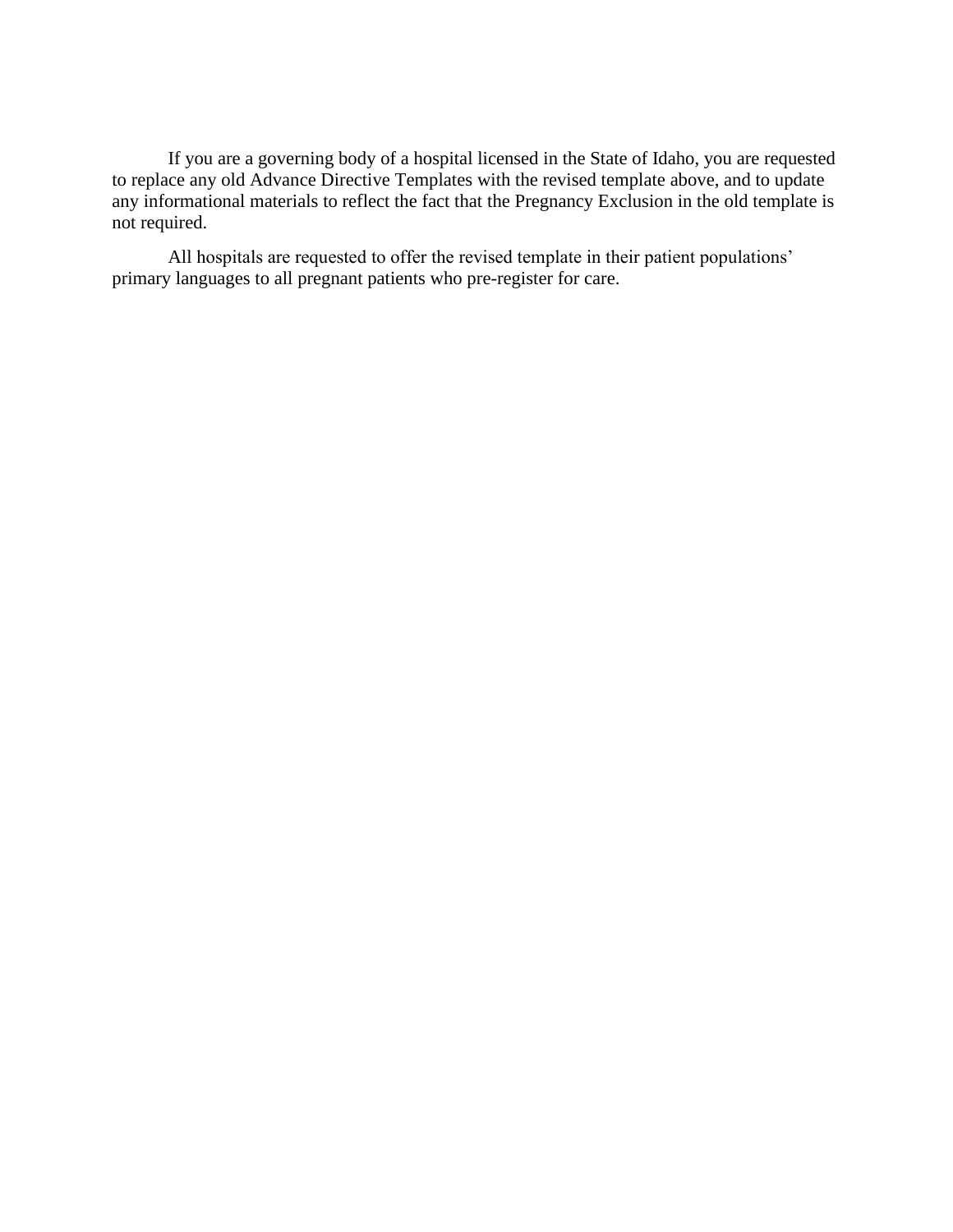If you are a governing body of a hospital licensed in the State of Idaho, you are requested to replace any old Advance Directive Templates with the revised template above, and to update any informational materials to reflect the fact that the Pregnancy Exclusion in the old template is not required.

All hospitals are requested to offer the revised template in their patient populations' primary languages to all pregnant patients who pre-register for care.